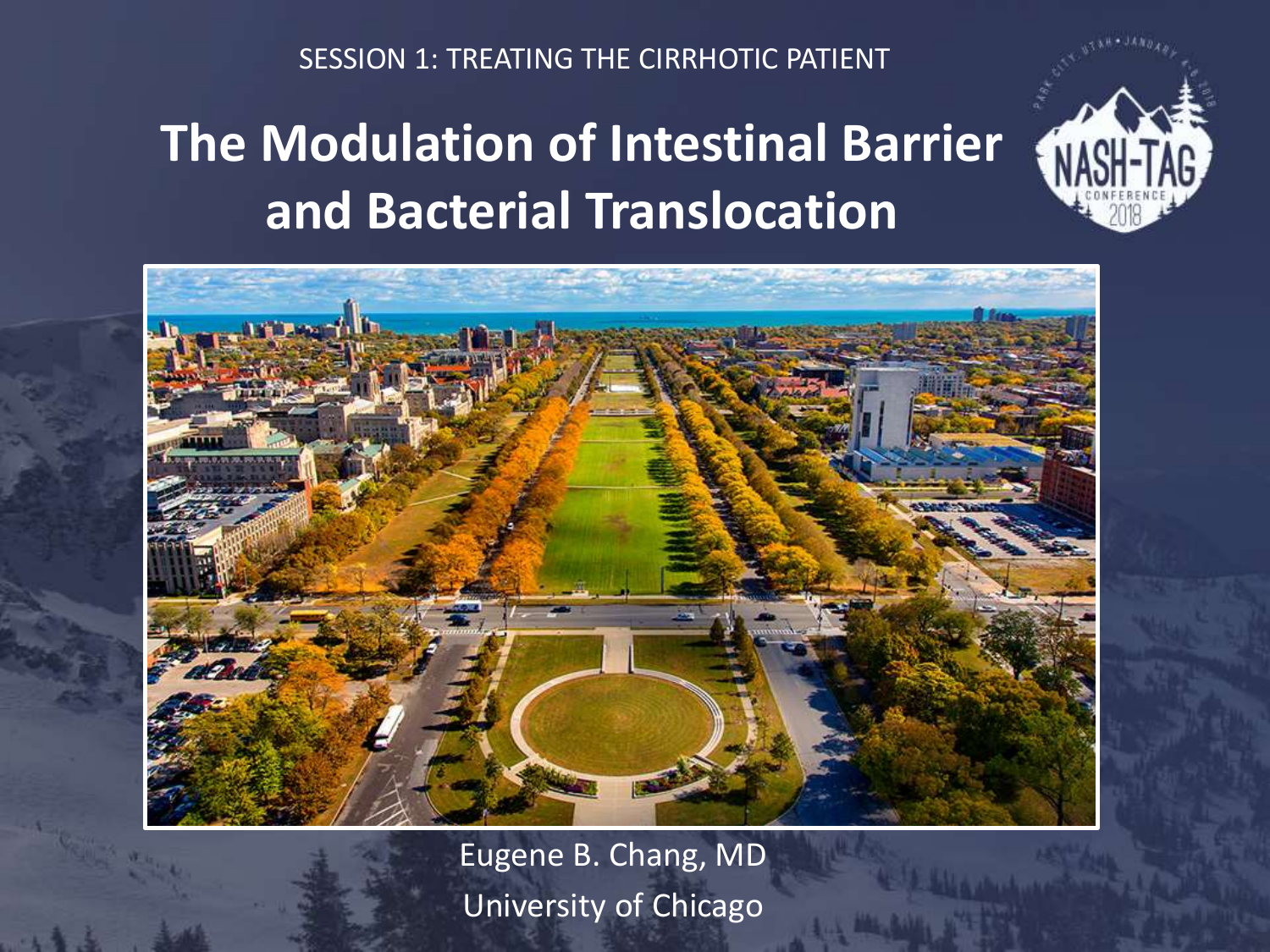SESSION 1: TREATING THE CIRRHOTIC PATIENT

# The Modulation of Intestinal Barrier and Bacterial Translocation

Eugene B. Chang, MD

University of Chicago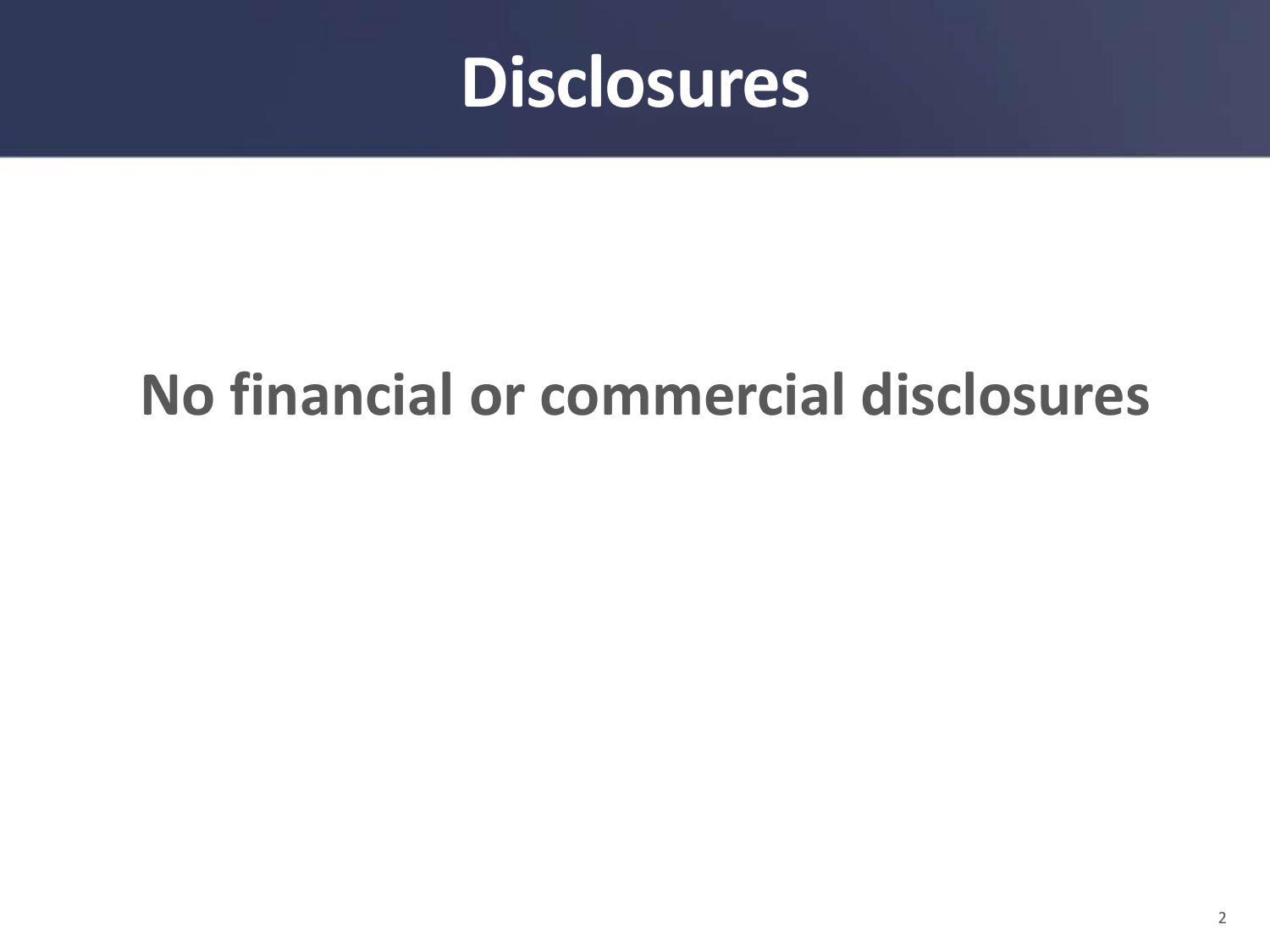# Disclosures

**No financial or commercial disclosures**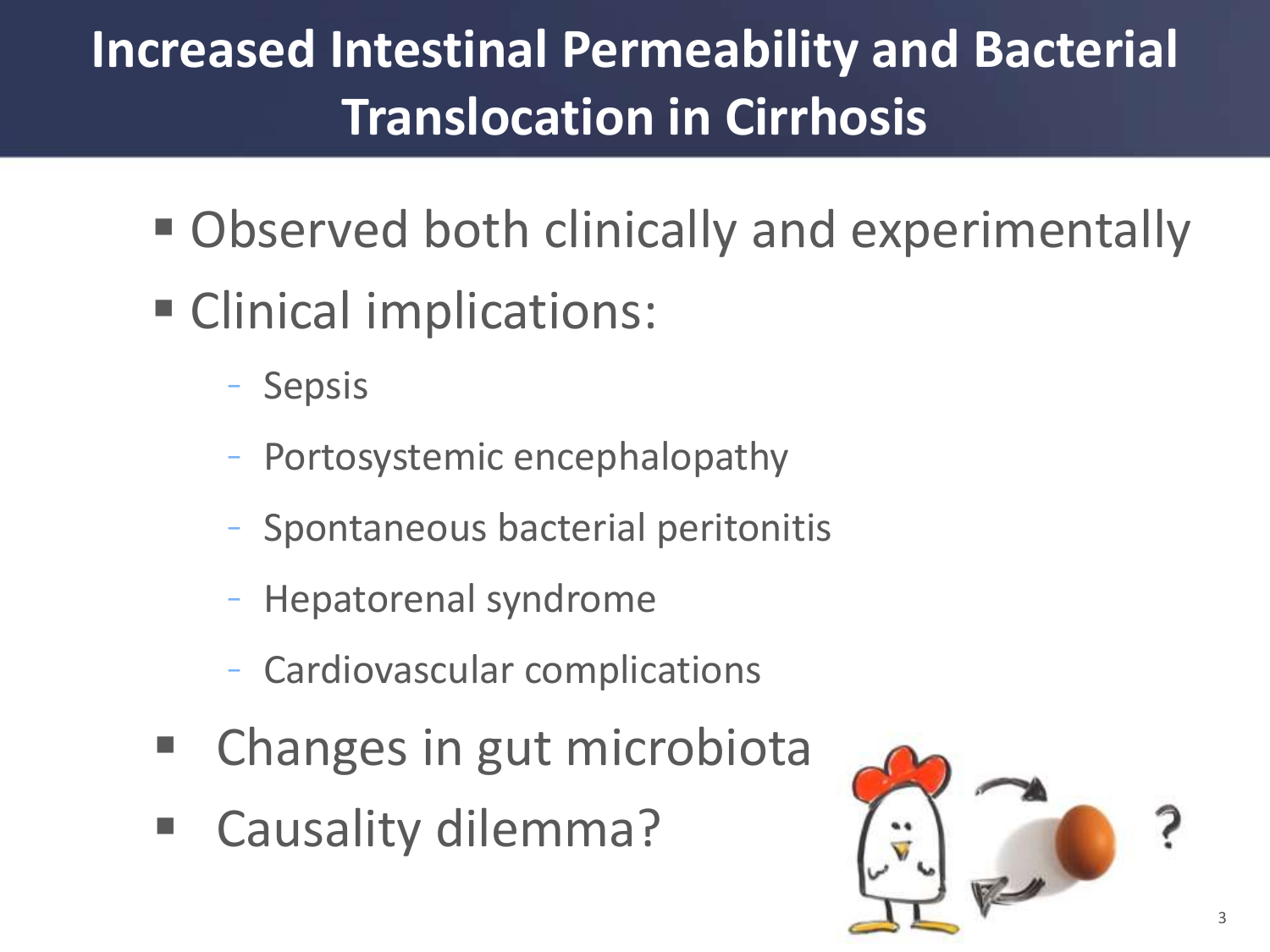# Increased Intestinal Permeability and Bacterial Translocation in Cirrhosis

- Observed both clinically and experimentally
- Clinical implications:
  - Sepsis
  - Portosystemic encephalopathy
  - Spontaneous bacterial peritonitis
  - Hepatorenal syndrome
  - Cardiovascular complications
- Changes in gut microbiota
- Causality dilemma?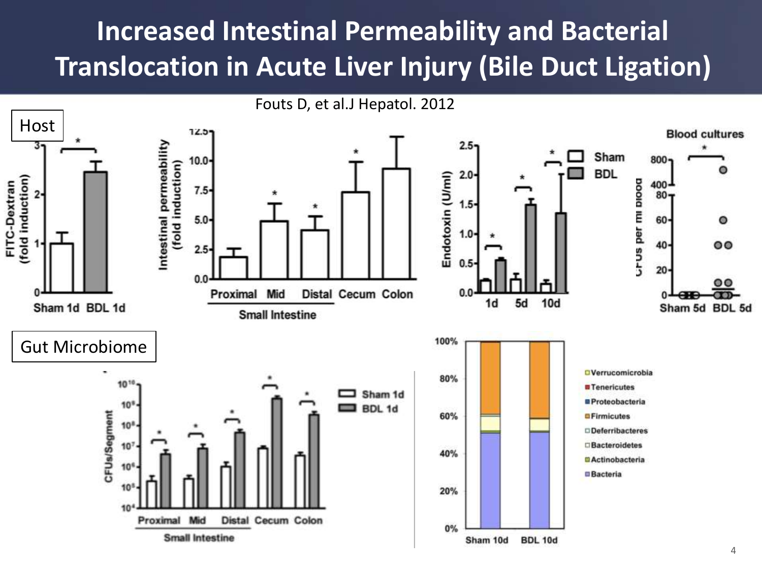# Increased Intestinal Permeability and Bacterial Translocation in Acute Liver Injury (Bile Duct Ligation)

Fouts D, et al.J Hepatol. 2012

Host

Gut Microbiome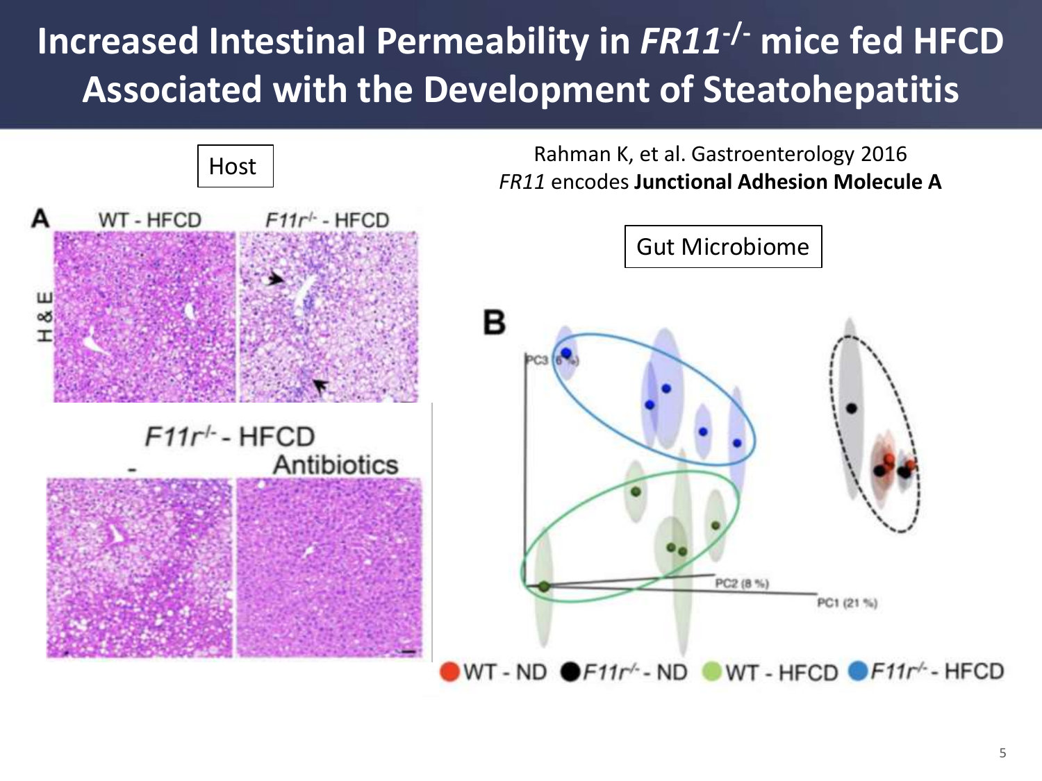# Increased Intestinal Permeability in *FR11*$^{-/-}$ mice fed HFCD Associated with the Development of Steatohepatitis

Rahman K, et al. Gastroenterology 2016

*FR11* encodes **Junctional Adhesion Molecule A**

Host

A

WT - HFCD

*F11r*$^{-/-}$ - HFCD

H & E

*F11r*$^{-/-}$ - HFCD

\-

Antibiotics

Gut Microbiome

B

PC3 (6 %)

PC2 (8 %)

PC1 (21 %)

WT - ND  *F11r*$^{-/-}$ - ND  WT - HFCD  *F11r*$^{-/-}$ - HFCD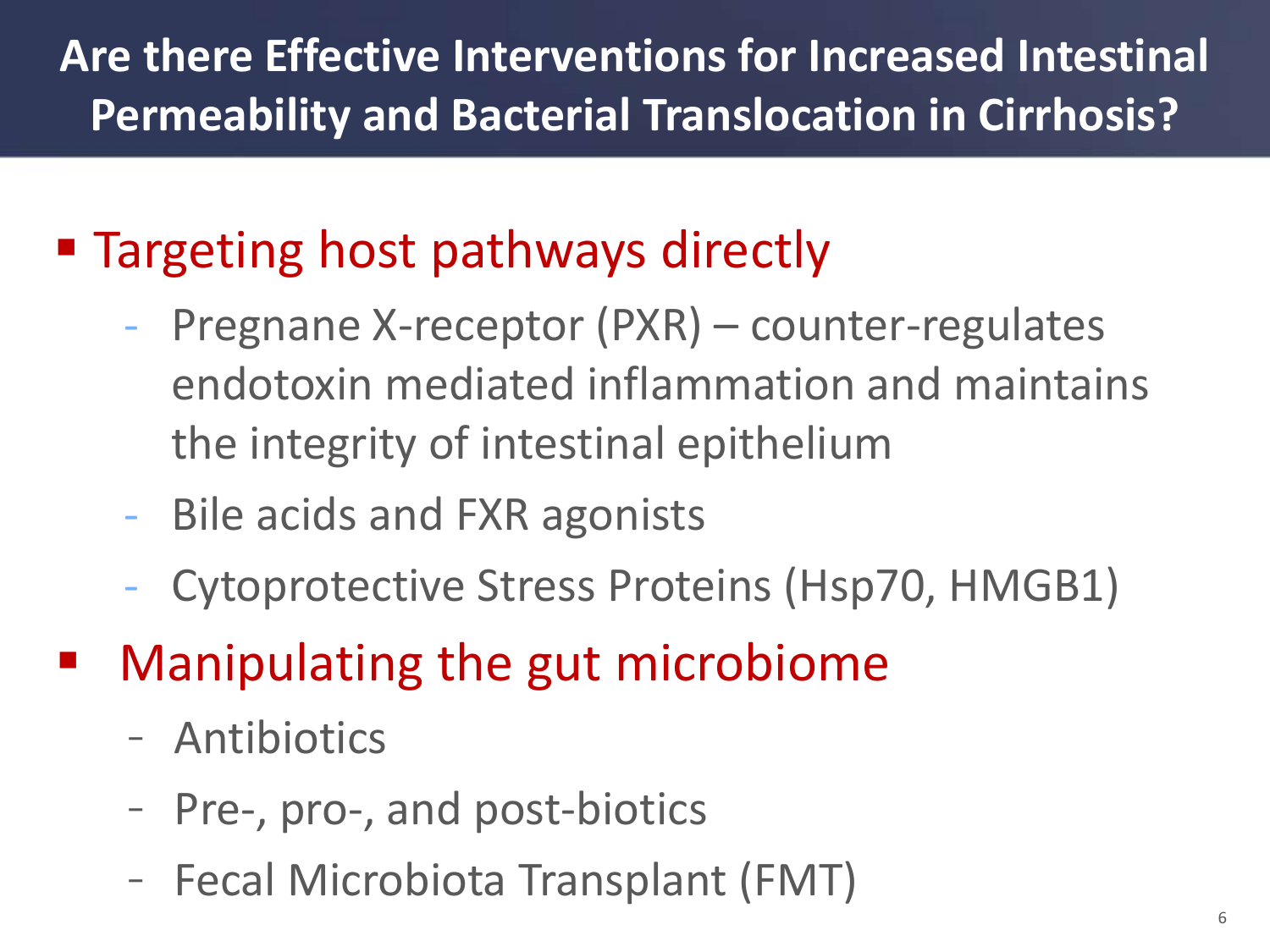# Are there Effective Interventions for Increased Intestinal Permeability and Bacterial Translocation in Cirrhosis?

- Targeting host pathways directly
  - Pregnane X-receptor (PXR) – counter-regulates endotoxin mediated inflammation and maintains the integrity of intestinal epithelium
  - Bile acids and FXR agonists
  - Cytoprotective Stress Proteins (Hsp70, HMGB1)
- Manipulating the gut microbiome
  - Antibiotics
  - Pre-, pro-, and post-biotics
  - Fecal Microbiota Transplant (FMT)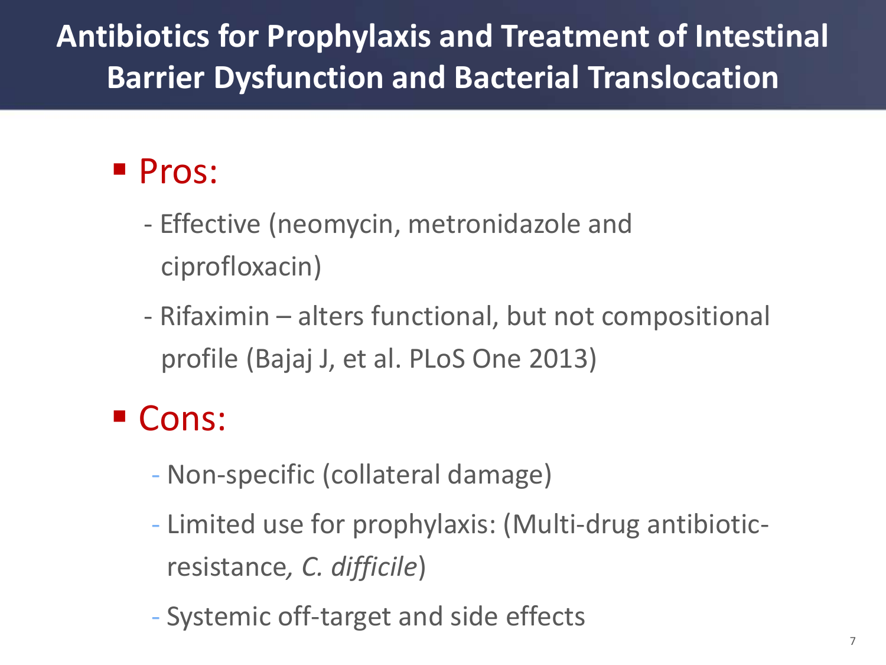# Antibiotics for Prophylaxis and Treatment of Intestinal Barrier Dysfunction and Bacterial Translocation

- Pros:
  - Effective (neomycin, metronidazole and ciprofloxacin)
  - Rifaximin – alters functional, but not compositional profile (Bajaj J, et al. PLoS One 2013)
- Cons:
  - Non-specific (collateral damage)
  - Limited use for prophylaxis: (Multi-drug antibiotic-resistance, *C. difficile*)
  - Systemic off-target and side effects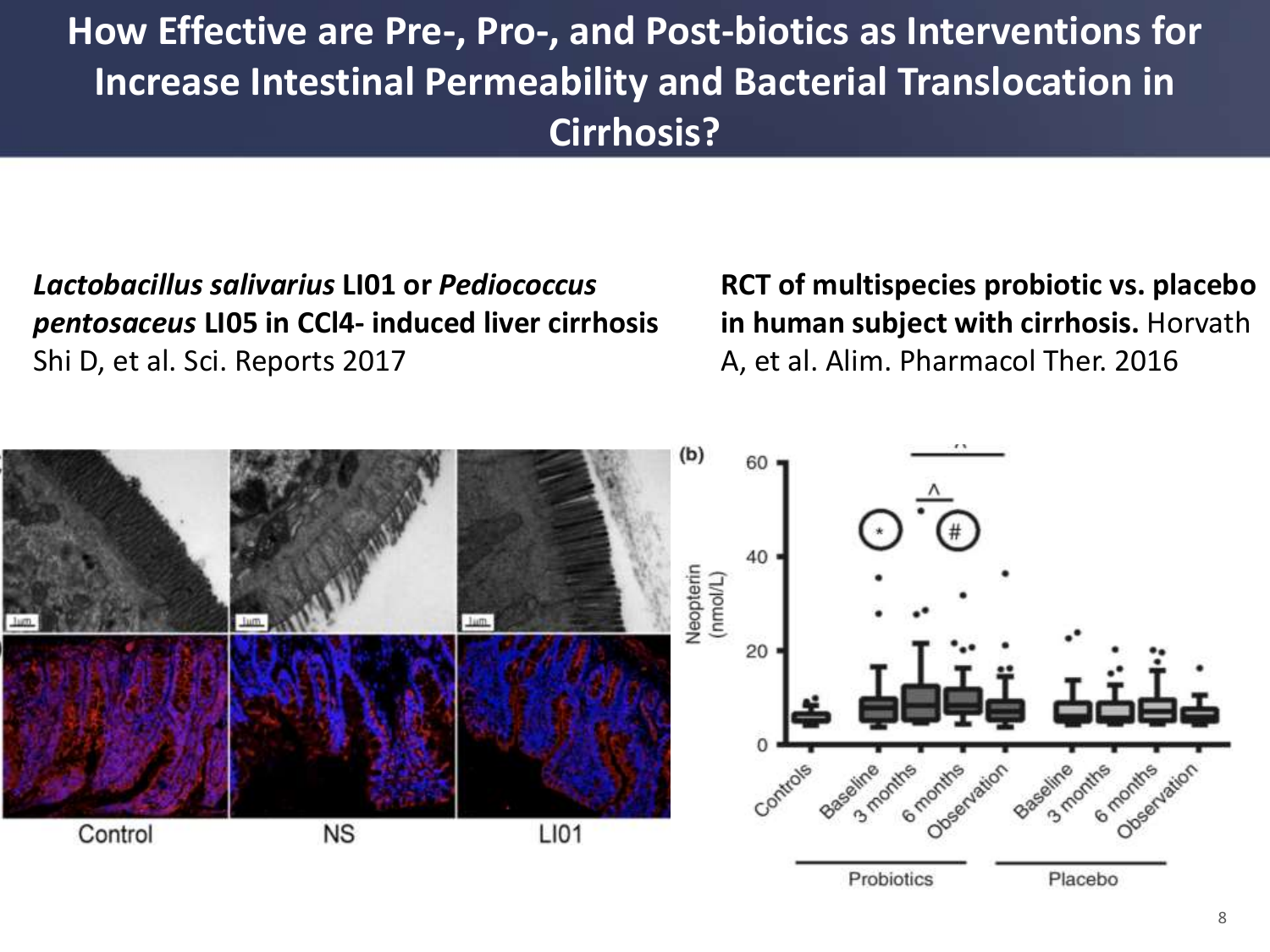# How Effective are Pre-, Pro-, and Post-biotics as Interventions for Increase Intestinal Permeability and Bacterial Translocation in Cirrhosis?

***Lactobacillus salivarius*** **LI01 or** ***Pediococcus pentosaceus*** **LI05 in CCl4- induced liver cirrhosis**
Shi D, et al. Sci. Reports 2017

**RCT of multispecies probiotic vs. placebo in human subject with cirrhosis.** Horvath A, et al. Alim. Pharmacol Ther. 2016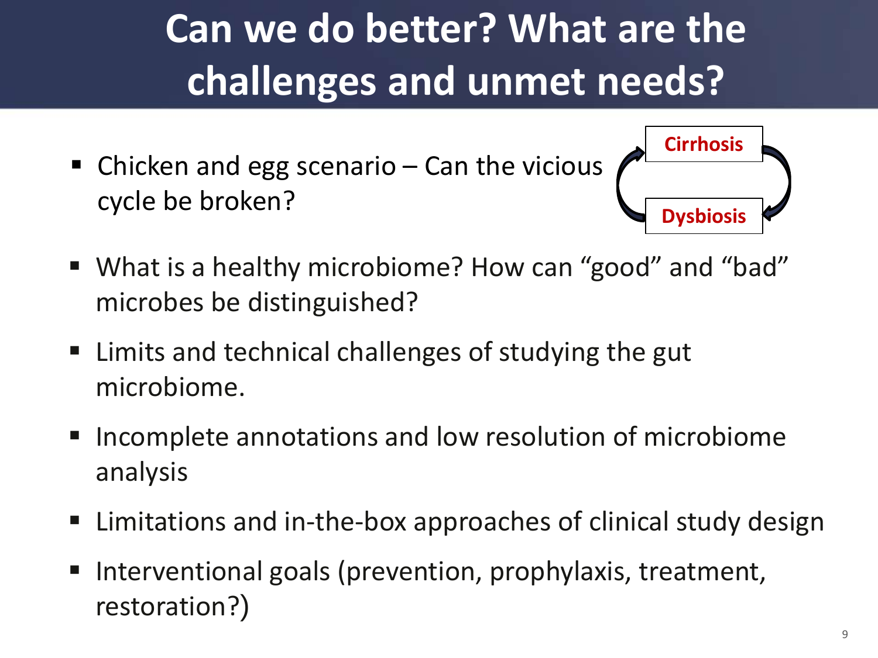# Can we do better? What are the challenges and unmet needs?

- Chicken and egg scenario – Can the vicious cycle be broken?

Cirrhosis

Dysbiosis

- What is a healthy microbiome? How can "good" and "bad" microbes be distinguished?
- Limits and technical challenges of studying the gut microbiome.
- Incomplete annotations and low resolution of microbiome analysis
- Limitations and in-the-box approaches of clinical study design
- Interventional goals (prevention, prophylaxis, treatment, restoration?)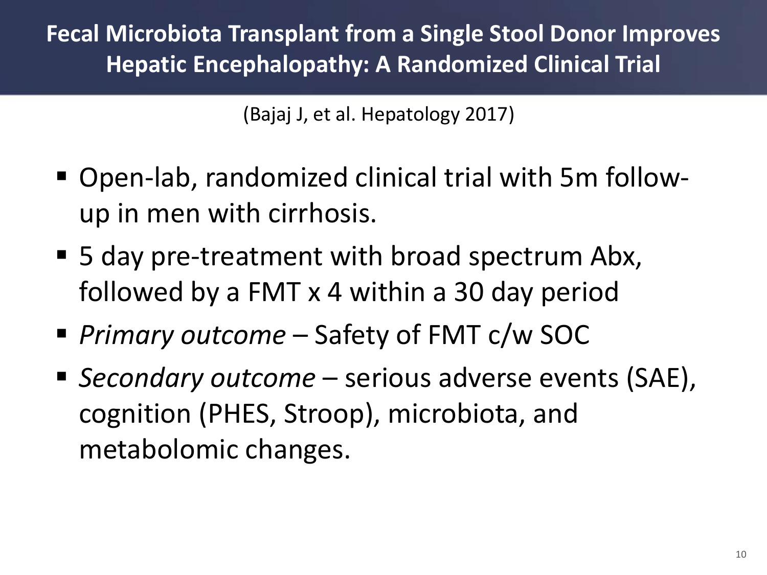# Fecal Microbiota Transplant from a Single Stool Donor Improves Hepatic Encephalopathy: A Randomized Clinical Trial

(Bajaj J, et al. Hepatology 2017)

- Open-lab, randomized clinical trial with 5m follow-up in men with cirrhosis.
- 5 day pre-treatment with broad spectrum Abx, followed by a FMT x 4 within a 30 day period
- *Primary outcome* – Safety of FMT c/w SOC
- *Secondary outcome* – serious adverse events (SAE), cognition (PHES, Stroop), microbiota, and metabolomic changes.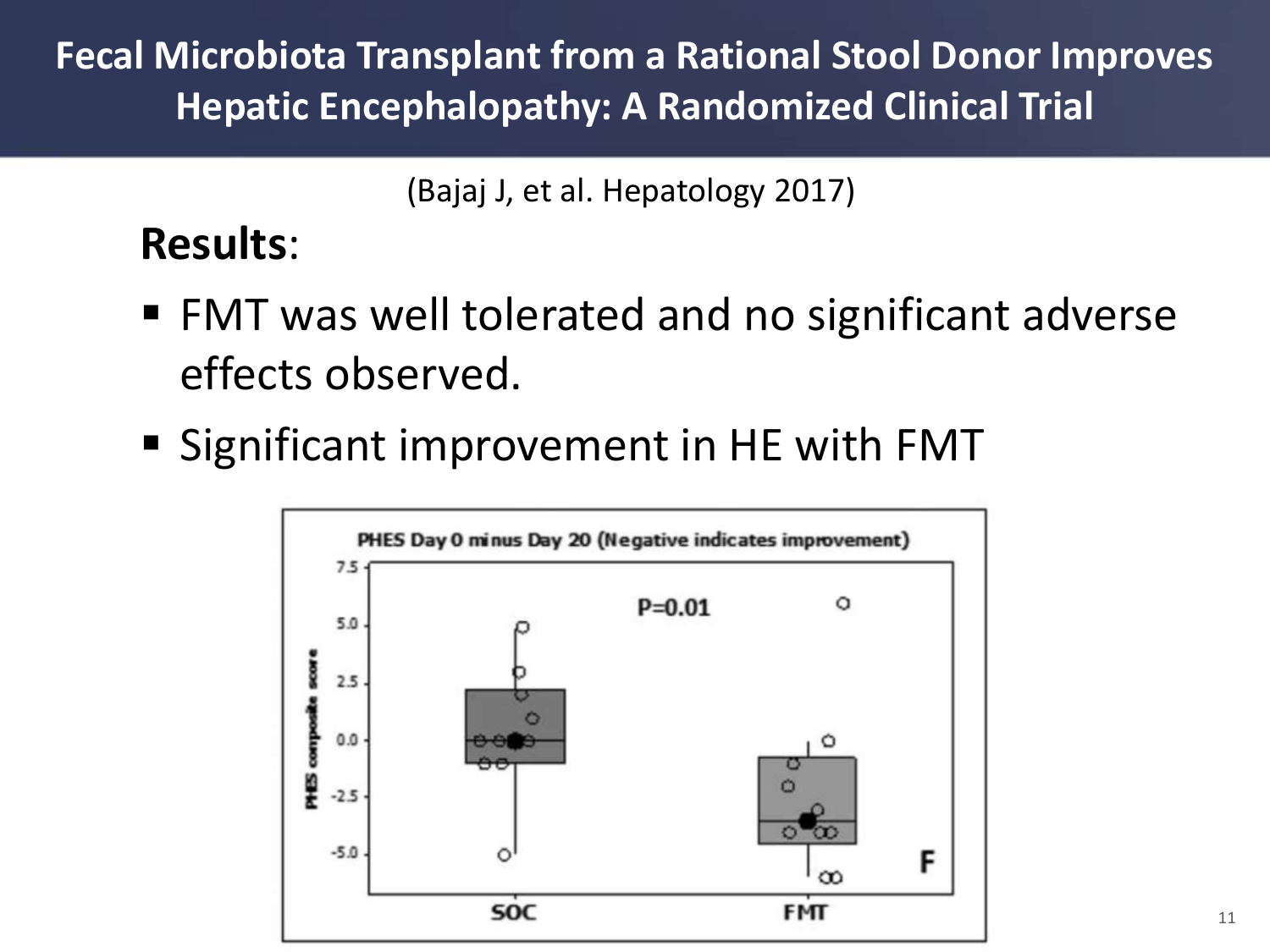# Fecal Microbiota Transplant from a Rational Stool Donor Improves Hepatic Encephalopathy: A Randomized Clinical Trial

(Bajaj J, et al. Hepatology 2017)

**Results**:

- FMT was well tolerated and no significant adverse effects observed.
- Significant improvement in HE with FMT

PHES Day 0 minus Day 20 (Negative indicates improvement)

P=0.01

PHES composite score

SOC FMT

F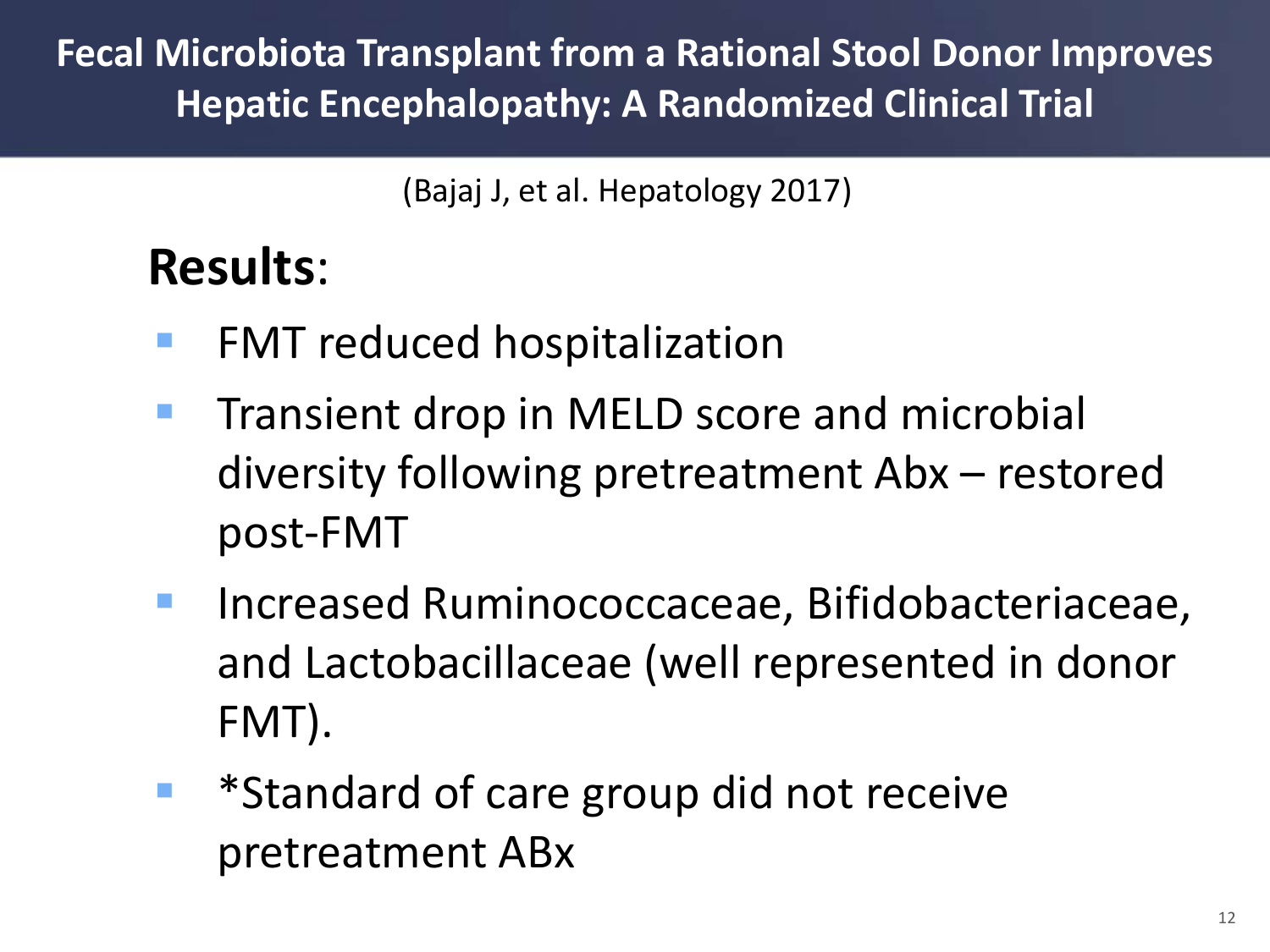# Fecal Microbiota Transplant from a Rational Stool Donor Improves Hepatic Encephalopathy: A Randomized Clinical Trial

(Bajaj J, et al. Hepatology 2017)

**Results**:

- FMT reduced hospitalization
- Transient drop in MELD score and microbial diversity following pretreatment Abx – restored post-FMT
- Increased Ruminococcaceae, Bifidobacteriaceae, and Lactobacillaceae (well represented in donor FMT).
- *Standard of care group did not receive pretreatment ABx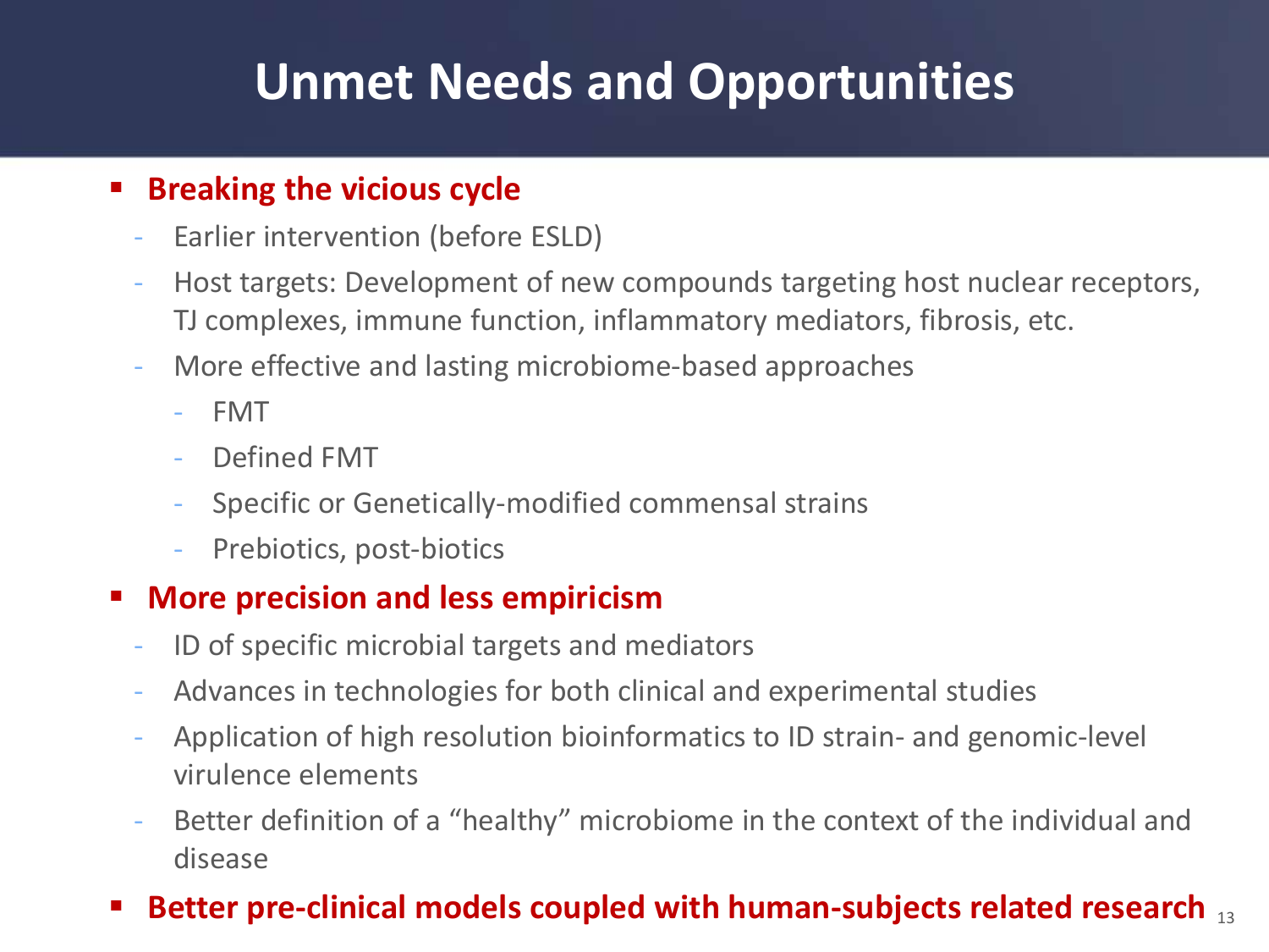# Unmet Needs and Opportunities

- **Breaking the vicious cycle**
  - Earlier intervention (before ESLD)
  - Host targets: Development of new compounds targeting host nuclear receptors, TJ complexes, immune function, inflammatory mediators, fibrosis, etc.
  - More effective and lasting microbiome-based approaches
    - FMT
    - Defined FMT
    - Specific or Genetically-modified commensal strains
    - Prebiotics, post-biotics
- **More precision and less empiricism**
  - ID of specific microbial targets and mediators
  - Advances in technologies for both clinical and experimental studies
  - Application of high resolution bioinformatics to ID strain- and genomic-level virulence elements
  - Better definition of a "healthy" microbiome in the context of the individual and disease
- **Better pre-clinical models coupled with human-subjects related research**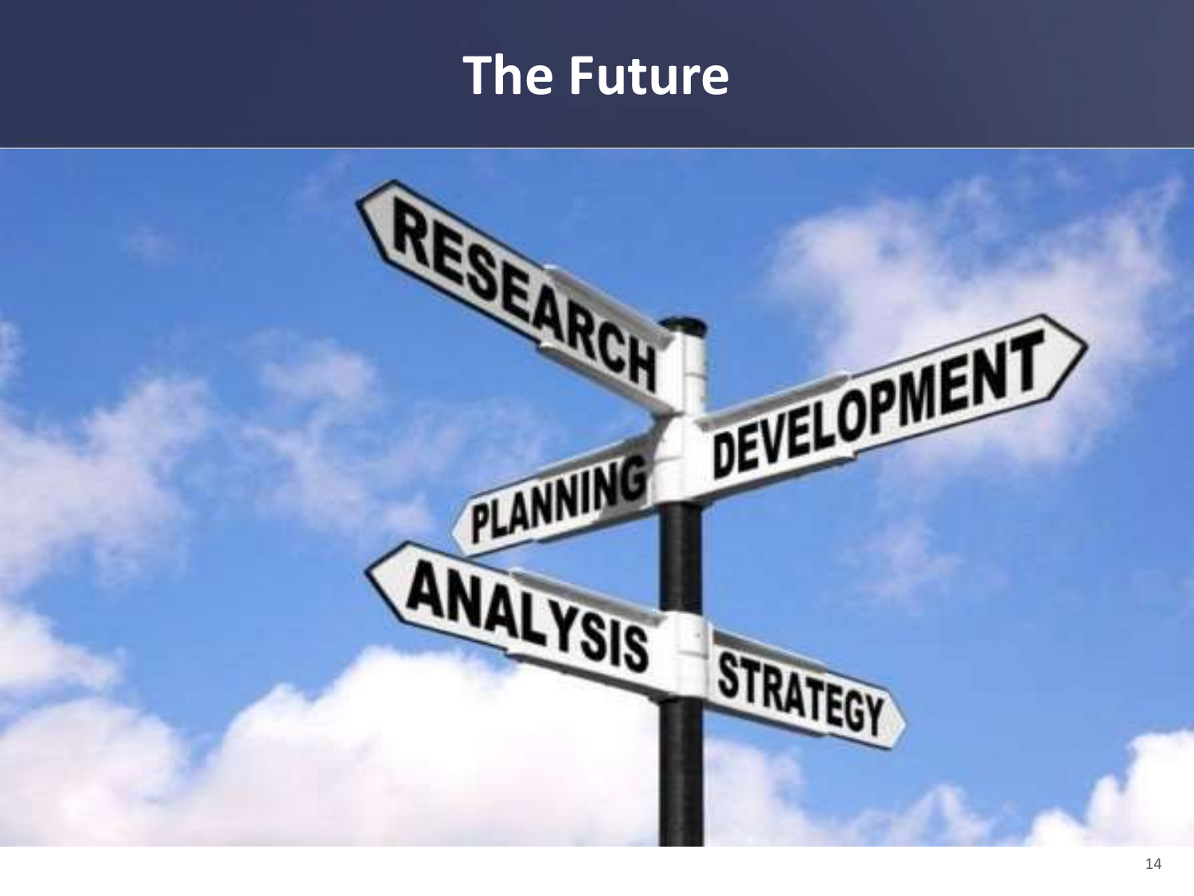# The Future